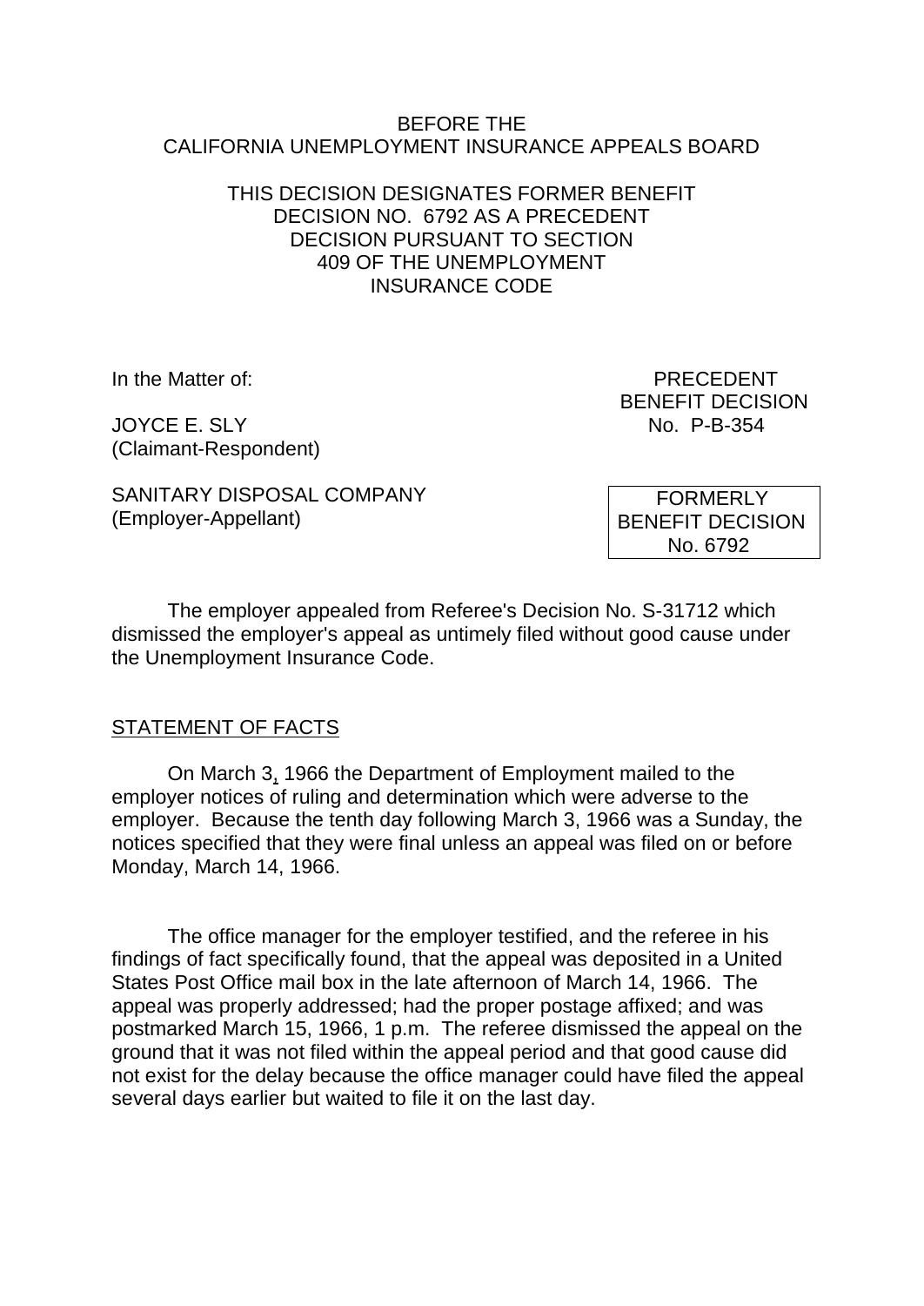BEFORE THE
CALIFORNIA UNEMPLOYMENT INSURANCE APPEALS BOARD

THIS DECISION DESIGNATES FORMER BENEFIT DECISION NO. 6792 AS A PRECEDENT DECISION PURSUANT TO SECTION 409 OF THE UNEMPLOYMENT INSURANCE CODE

In the Matter of:

JOYCE E. SLY
(Claimant-Respondent)

SANITARY DISPOSAL COMPANY
(Employer-Appellant)

PRECEDENT
BENEFIT DECISION
No. P-B-354

FORMERLY
BENEFIT DECISION
No. 6792

The employer appealed from Referee's Decision No. S-31712 which dismissed the employer's appeal as untimely filed without good cause under the Unemployment Insurance Code.

## STATEMENT OF FACTS

On March 3, 1966 the Department of Employment mailed to the employer notices of ruling and determination which were adverse to the employer. Because the tenth day following March 3, 1966 was a Sunday, the notices specified that they were final unless an appeal was filed on or before Monday, March 14, 1966.

The office manager for the employer testified, and the referee in his findings of fact specifically found, that the appeal was deposited in a United States Post Office mail box in the late afternoon of March 14, 1966. The appeal was properly addressed; had the proper postage affixed; and was postmarked March 15, 1966, 1 p.m. The referee dismissed the appeal on the ground that it was not filed within the appeal period and that good cause did not exist for the delay because the office manager could have filed the appeal several days earlier but waited to file it on the last day.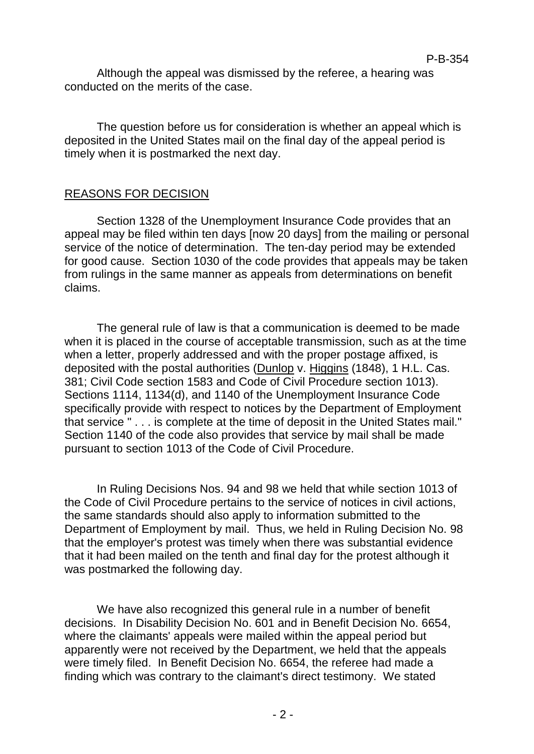Although the appeal was dismissed by the referee, a hearing was conducted on the merits of the case.

The question before us for consideration is whether an appeal which is deposited in the United States mail on the final day of the appeal period is timely when it is postmarked the next day.

## REASONS FOR DECISION

Section 1328 of the Unemployment Insurance Code provides that an appeal may be filed within ten days [now 20 days] from the mailing or personal service of the notice of determination. The ten-day period may be extended for good cause. Section 1030 of the code provides that appeals may be taken from rulings in the same manner as appeals from determinations on benefit claims.

The general rule of law is that a communication is deemed to be made when it is placed in the course of acceptable transmission, such as at the time when a letter, properly addressed and with the proper postage affixed, is deposited with the postal authorities (Dunlop v. Higgins (1848), 1 H.L. Cas. 381; Civil Code section 1583 and Code of Civil Procedure section 1013). Sections 1114, 1134(d), and 1140 of the Unemployment Insurance Code specifically provide with respect to notices by the Department of Employment that service " . . . is complete at the time of deposit in the United States mail." Section 1140 of the code also provides that service by mail shall be made pursuant to section 1013 of the Code of Civil Procedure.

In Ruling Decisions Nos. 94 and 98 we held that while section 1013 of the Code of Civil Procedure pertains to the service of notices in civil actions, the same standards should also apply to information submitted to the Department of Employment by mail. Thus, we held in Ruling Decision No. 98 that the employer's protest was timely when there was substantial evidence that it had been mailed on the tenth and final day for the protest although it was postmarked the following day.

We have also recognized this general rule in a number of benefit decisions. In Disability Decision No. 601 and in Benefit Decision No. 6654, where the claimants' appeals were mailed within the appeal period but apparently were not received by the Department, we held that the appeals were timely filed. In Benefit Decision No. 6654, the referee had made a finding which was contrary to the claimant's direct testimony. We stated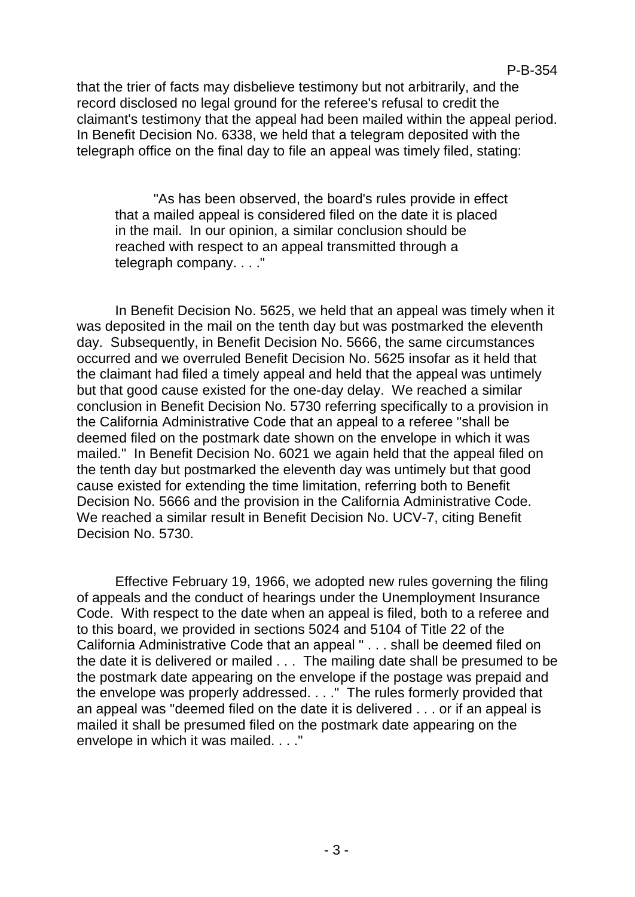that the trier of facts may disbelieve testimony but not arbitrarily, and the record disclosed no legal ground for the referee's refusal to credit the claimant's testimony that the appeal had been mailed within the appeal period. In Benefit Decision No. 6338, we held that a telegram deposited with the telegraph office on the final day to file an appeal was timely filed, stating:

> "As has been observed, the board's rules provide in effect that a mailed appeal is considered filed on the date it is placed in the mail. In our opinion, a similar conclusion should be reached with respect to an appeal transmitted through a telegraph company. . . ."

In Benefit Decision No. 5625, we held that an appeal was timely when it was deposited in the mail on the tenth day but was postmarked the eleventh day. Subsequently, in Benefit Decision No. 5666, the same circumstances occurred and we overruled Benefit Decision No. 5625 insofar as it held that the claimant had filed a timely appeal and held that the appeal was untimely but that good cause existed for the one-day delay. We reached a similar conclusion in Benefit Decision No. 5730 referring specifically to a provision in the California Administrative Code that an appeal to a referee "shall be deemed filed on the postmark date shown on the envelope in which it was mailed." In Benefit Decision No. 6021 we again held that the appeal filed on the tenth day but postmarked the eleventh day was untimely but that good cause existed for extending the time limitation, referring both to Benefit Decision No. 5666 and the provision in the California Administrative Code. We reached a similar result in Benefit Decision No. UCV-7, citing Benefit Decision No. 5730.

Effective February 19, 1966, we adopted new rules governing the filing of appeals and the conduct of hearings under the Unemployment Insurance Code. With respect to the date when an appeal is filed, both to a referee and to this board, we provided in sections 5024 and 5104 of Title 22 of the California Administrative Code that an appeal " . . . shall be deemed filed on the date it is delivered or mailed . . . The mailing date shall be presumed to be the postmark date appearing on the envelope if the postage was prepaid and the envelope was properly addressed. . . ." The rules formerly provided that an appeal was "deemed filed on the date it is delivered . . . or if an appeal is mailed it shall be presumed filed on the postmark date appearing on the envelope in which it was mailed. . . ."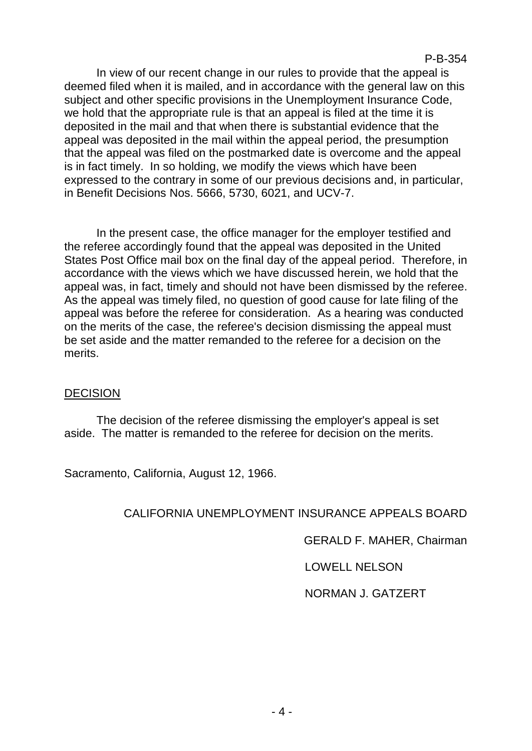In view of our recent change in our rules to provide that the appeal is deemed filed when it is mailed, and in accordance with the general law on this subject and other specific provisions in the Unemployment Insurance Code, we hold that the appropriate rule is that an appeal is filed at the time it is deposited in the mail and that when there is substantial evidence that the appeal was deposited in the mail within the appeal period, the presumption that the appeal was filed on the postmarked date is overcome and the appeal is in fact timely. In so holding, we modify the views which have been expressed to the contrary in some of our previous decisions and, in particular, in Benefit Decisions Nos. 5666, 5730, 6021, and UCV-7.

In the present case, the office manager for the employer testified and the referee accordingly found that the appeal was deposited in the United States Post Office mail box on the final day of the appeal period. Therefore, in accordance with the views which we have discussed herein, we hold that the appeal was, in fact, timely and should not have been dismissed by the referee. As the appeal was timely filed, no question of good cause for late filing of the appeal was before the referee for consideration. As a hearing was conducted on the merits of the case, the referee's decision dismissing the appeal must be set aside and the matter remanded to the referee for a decision on the merits.

## DECISION

The decision of the referee dismissing the employer's appeal is set aside. The matter is remanded to the referee for decision on the merits.

Sacramento, California, August 12, 1966.

CALIFORNIA UNEMPLOYMENT INSURANCE APPEALS BOARD

GERALD F. MAHER, Chairman

LOWELL NELSON

NORMAN J. GATZERT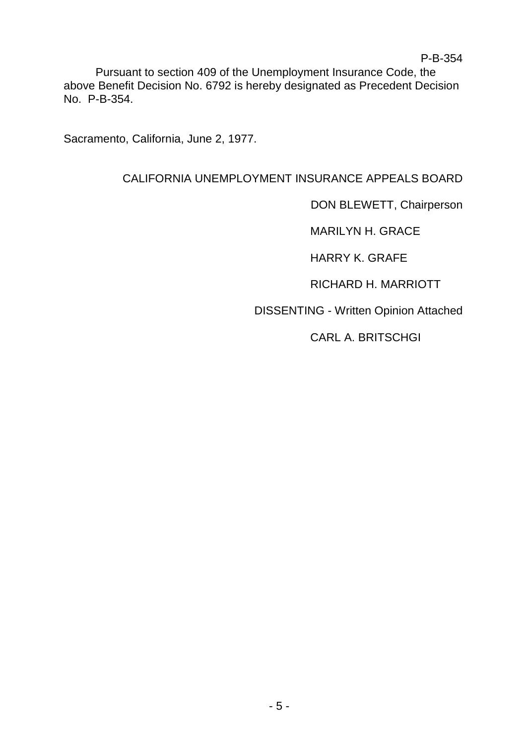P-B-354

Pursuant to section 409 of the Unemployment Insurance Code, the above Benefit Decision No. 6792 is hereby designated as Precedent Decision No. P-B-354.

Sacramento, California, June 2, 1977.

CALIFORNIA UNEMPLOYMENT INSURANCE APPEALS BOARD

DON BLEWETT, Chairperson

MARILYN H. GRACE

HARRY K. GRAFE

RICHARD H. MARRIOTT

DISSENTING - Written Opinion Attached

CARL A. BRITSCHGI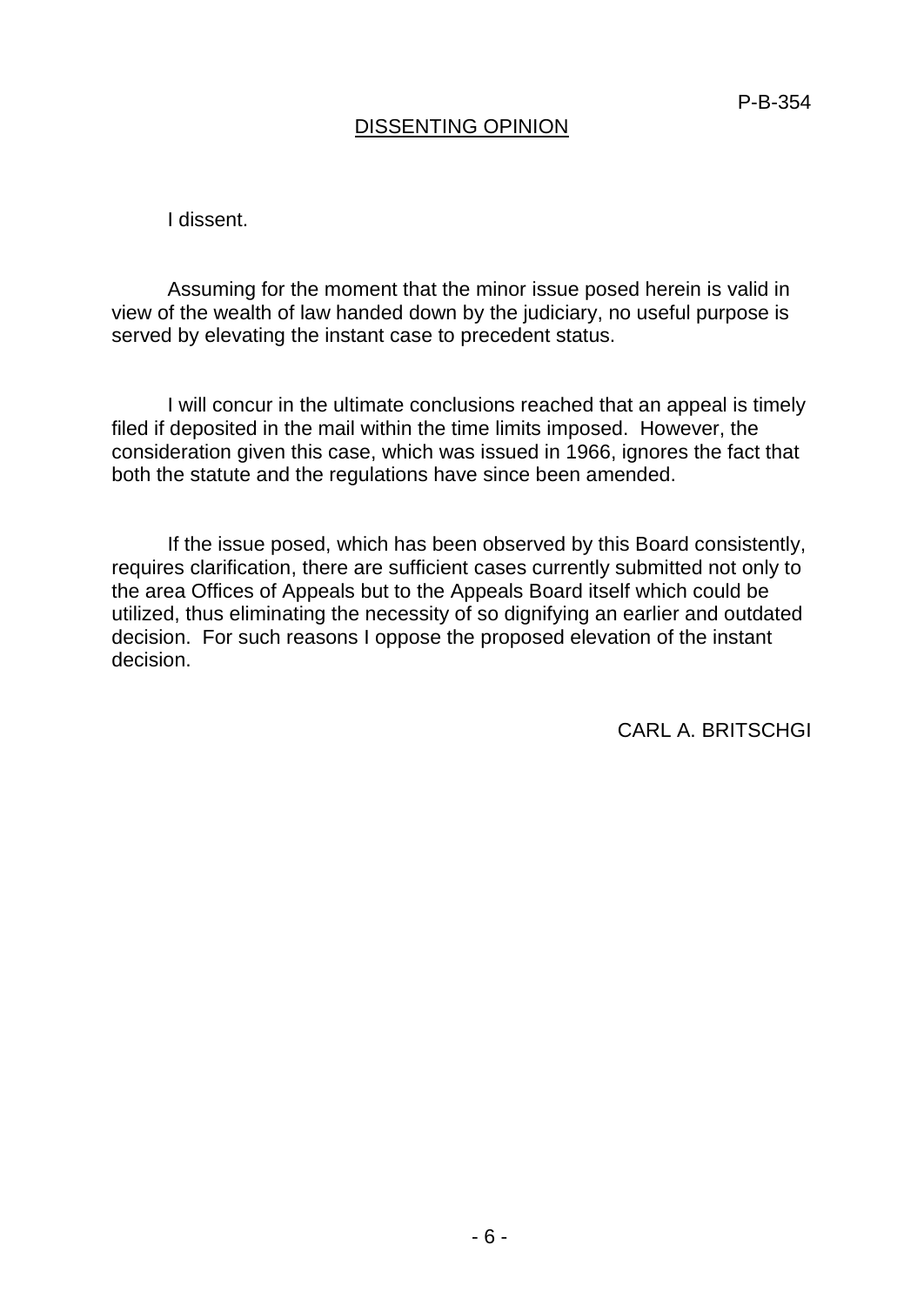P-B-354

# DISSENTING OPINION

I dissent.

Assuming for the moment that the minor issue posed herein is valid in view of the wealth of law handed down by the judiciary, no useful purpose is served by elevating the instant case to precedent status.

I will concur in the ultimate conclusions reached that an appeal is timely filed if deposited in the mail within the time limits imposed. However, the consideration given this case, which was issued in 1966, ignores the fact that both the statute and the regulations have since been amended.

If the issue posed, which has been observed by this Board consistently, requires clarification, there are sufficient cases currently submitted not only to the area Offices of Appeals but to the Appeals Board itself which could be utilized, thus eliminating the necessity of so dignifying an earlier and outdated decision. For such reasons I oppose the proposed elevation of the instant decision.

CARL A. BRITSCHGI